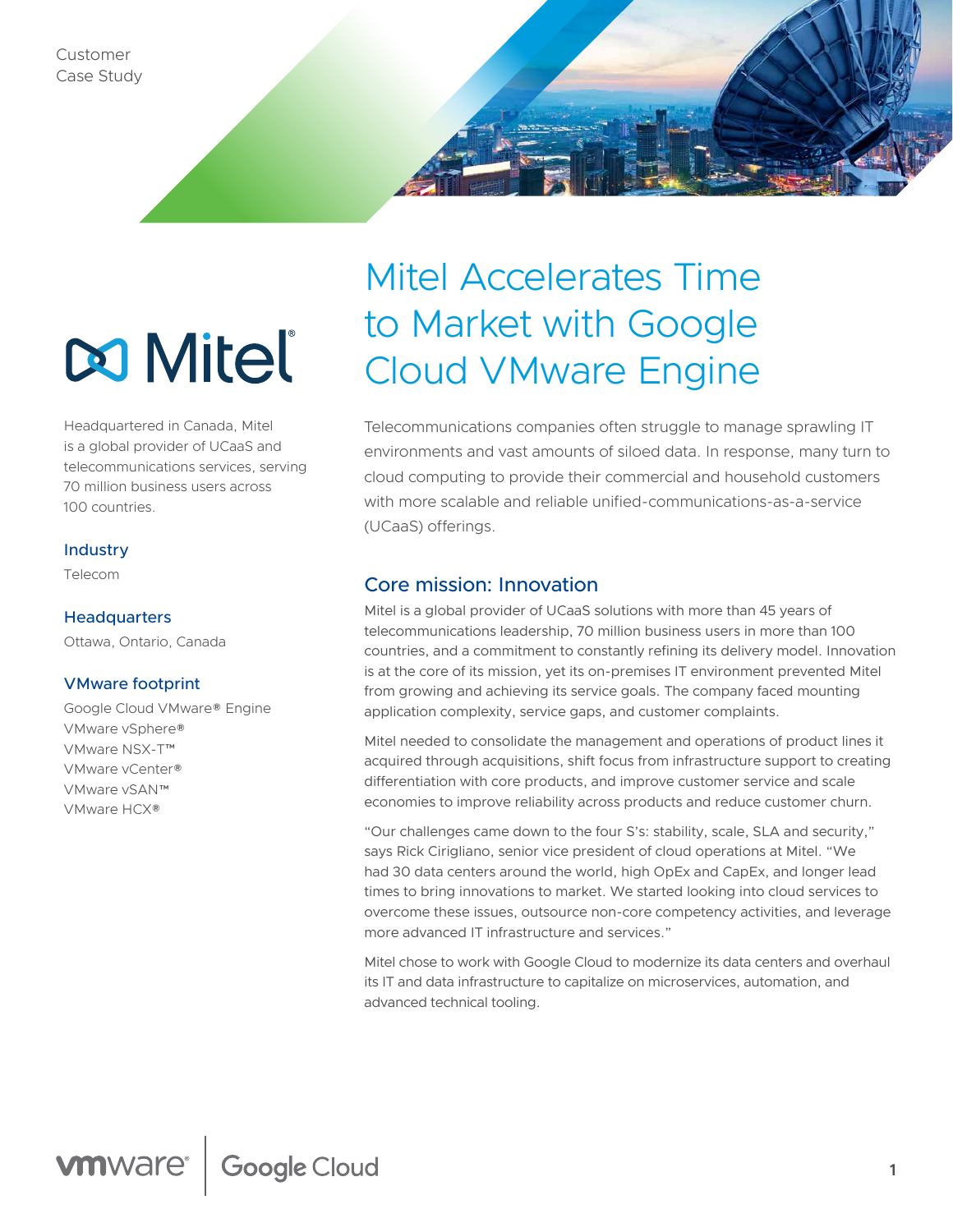Customer Case Study

# Mitel Accelerates Time to Market with Google Cloud VMware Engine

Headquartered in Canada, Mitel is a global provider of UCaaS and telecommunications services, serving 70 million business users across 100 countries.

### Industry

Telecom

### Headquarters

Ottawa, Ontario, Canada

### VMware footprint

Google Cloud VMware® Engine
VMware vSphere®
VMware NSX-T™
VMware vCenter®
VMware vSAN™
VMware HCX®

Telecommunications companies often struggle to manage sprawling IT environments and vast amounts of siloed data. In response, many turn to cloud computing to provide their commercial and household customers with more scalable and reliable unified-communications-as-a-service (UCaaS) offerings.

## Core mission: Innovation

Mitel is a global provider of UCaaS solutions with more than 45 years of telecommunications leadership, 70 million business users in more than 100 countries, and a commitment to constantly refining its delivery model. Innovation is at the core of its mission, yet its on-premises IT environment prevented Mitel from growing and achieving its service goals. The company faced mounting application complexity, service gaps, and customer complaints.

Mitel needed to consolidate the management and operations of product lines it acquired through acquisitions, shift focus from infrastructure support to creating differentiation with core products, and improve customer service and scale economies to improve reliability across products and reduce customer churn.

"Our challenges came down to the four S's: stability, scale, SLA and security," says Rick Cirigliano, senior vice president of cloud operations at Mitel. "We had 30 data centers around the world, high OpEx and CapEx, and longer lead times to bring innovations to market. We started looking into cloud services to overcome these issues, outsource non-core competency activities, and leverage more advanced IT infrastructure and services."

Mitel chose to work with Google Cloud to modernize its data centers and overhaul its IT and data infrastructure to capitalize on microservices, automation, and advanced technical tooling.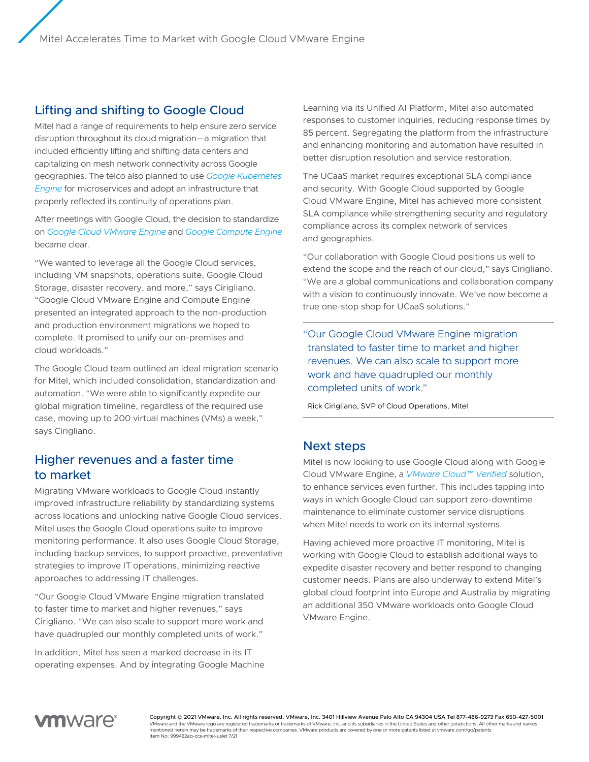## Lifting and shifting to Google Cloud

Mitel had a range of requirements to help ensure zero service disruption throughout its cloud migration—a migration that included efficiently lifting and shifting data centers and capitalizing on mesh network connectivity across Google geographies. The telco also planned to use *Google Kubernetes Engine* for microservices and adopt an infrastructure that properly reflected its continuity of operations plan.

After meetings with Google Cloud, the decision to standardize on *Google Cloud VMware Engine* and *Google Compute Engine* became clear.

"We wanted to leverage all the Google Cloud services, including VM snapshots, operations suite, Google Cloud Storage, disaster recovery, and more," says Cirigliano. "Google Cloud VMware Engine and Compute Engine presented an integrated approach to the non-production and production environment migrations we hoped to complete. It promised to unify our on-premises and cloud workloads."

The Google Cloud team outlined an ideal migration scenario for Mitel, which included consolidation, standardization and automation. "We were able to significantly expedite our global migration timeline, regardless of the required use case, moving up to 200 virtual machines (VMs) a week," says Cirigliano.

## Higher revenues and a faster time to market

Migrating VMware workloads to Google Cloud instantly improved infrastructure reliability by standardizing systems across locations and unlocking native Google Cloud services. Mitel uses the Google Cloud operations suite to improve monitoring performance. It also uses Google Cloud Storage, including backup services, to support proactive, preventative strategies to improve IT operations, minimizing reactive approaches to addressing IT challenges.

"Our Google Cloud VMware Engine migration translated to faster time to market and higher revenues," says Cirigliano. "We can also scale to support more work and have quadrupled our monthly completed units of work."

In addition, Mitel has seen a marked decrease in its IT operating expenses. And by integrating Google Machine Learning via its Unified AI Platform, Mitel also automated responses to customer inquiries, reducing response times by 85 percent. Segregating the platform from the infrastructure and enhancing monitoring and automation have resulted in better disruption resolution and service restoration.

The UCaaS market requires exceptional SLA compliance and security. With Google Cloud supported by Google Cloud VMware Engine, Mitel has achieved more consistent SLA compliance while strengthening security and regulatory compliance across its complex network of services and geographies.

"Our collaboration with Google Cloud positions us well to extend the scope and the reach of our cloud," says Cirigliano. "We are a global communications and collaboration company with a vision to continuously innovate. We've now become a true one-stop shop for UCaaS solutions."

> "Our Google Cloud VMware Engine migration translated to faster time to market and higher revenues. We can also scale to support more work and have quadrupled our monthly completed units of work."
>
> Rick Cirigliano, SVP of Cloud Operations, Mitel

## Next steps

Mitel is now looking to use Google Cloud along with Google Cloud VMware Engine, a *VMware Cloud™ Verified* solution, to enhance services even further. This includes tapping into ways in which Google Cloud can support zero-downtime maintenance to eliminate customer service disruptions when Mitel needs to work on its internal systems.

Having achieved more proactive IT monitoring, Mitel is working with Google Cloud to establish additional ways to expedite disaster recovery and better respond to changing customer needs. Plans are also underway to extend Mitel's global cloud footprint into Europe and Australia by migrating an additional 350 VMware workloads onto Google Cloud VMware Engine.

vmware®

Copyright © 2021 VMware, Inc. All rights reserved. VMware, Inc. 3401 Hillview Avenue Palo Alto CA 94304 USA Tel 877-486-9273 Fax 650-427-5001
VMware and the VMware logo are registered trademarks or trademarks of VMware, Inc. and its subsidiaries in the United States and other jurisdictions. All other marks and names mentioned herein may be trademarks of their respective companies. VMware products are covered by one or more patents listed at vmware.com/go/patents.
Item No: 999482aq-ccs-mitel-uslet 7/21